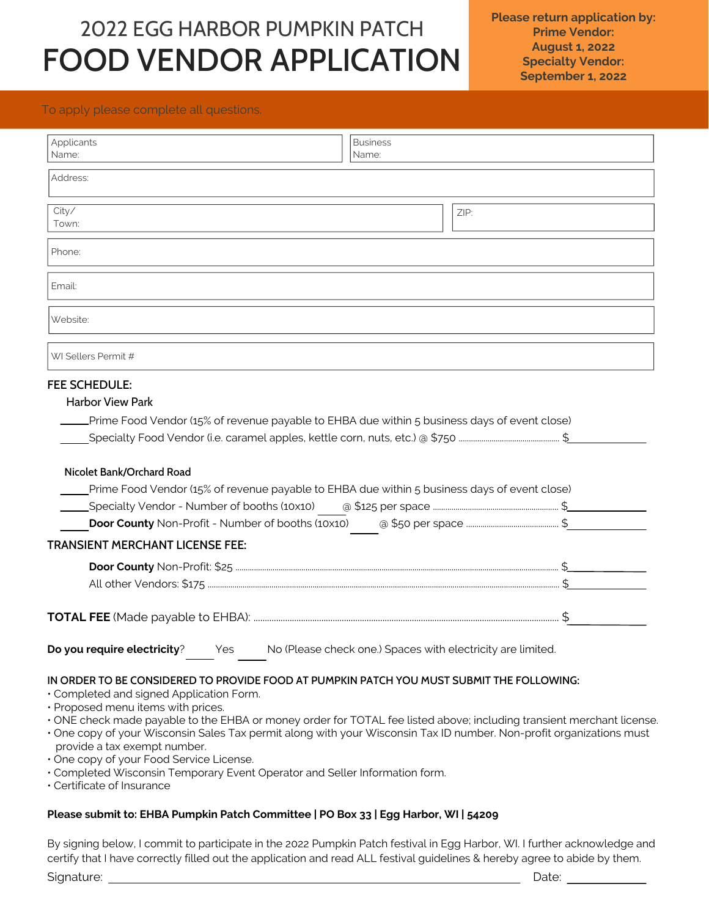# 2022 EGG HARBOR PUMPKIN PATCH
# FOOD VENDOR APPLICATION

**Please return application by:**
**Prime Vendor:**
**August 1, 2022**
**Specialty Vendor:**
**September 1, 2022**

To apply please complete all questions.

Applicants Name: ____________________ Business Name: ____________________

Address: ____________________

City/ Town: ____________________ ZIP: ____________________

Phone: ____________________

Email: ____________________

Website: ____________________

WI Sellers Permit # ____________________

## FEE SCHEDULE:

### Harbor View Park

_____Prime Food Vendor (15% of revenue payable to EHBA due within 5 business days of event close)

_____Specialty Food Vendor (i.e. caramel apples, kettle corn, nuts, etc.) @ $750 ........ $__________

### Nicolet Bank/Orchard Road

_____Prime Food Vendor (15% of revenue payable to EHBA due within 5 business days of event close)

_____Specialty Vendor - Number of booths (10x10) _____ @ $125 per space ........ $__________

_____**Door County** Non-Profit - Number of booths (10x10) _____ @ $50 per space ........ $__________

## TRANSIENT MERCHANT LICENSE FEE:

**Door County** Non-Profit: $25 ........ $__________

All other Vendors: $175 ........ $__________

**TOTAL FEE** (Made payable to EHBA): ........ $__________

**Do you require electricity**? _____ Yes _____ No (Please check one.) Spaces with electricity are limited.

**IN ORDER TO BE CONSIDERED TO PROVIDE FOOD AT PUMPKIN PATCH YOU MUST SUBMIT THE FOLLOWING:**

- Completed and signed Application Form.
- Proposed menu items with prices.
- ONE check made payable to the EHBA or money order for TOTAL fee listed above; including transient merchant license.
- One copy of your Wisconsin Sales Tax permit along with your Wisconsin Tax ID number. Non-profit organizations must provide a tax exempt number.
- One copy of your Food Service License.
- Completed Wisconsin Temporary Event Operator and Seller Information form.
- Certificate of Insurance

**Please submit to: EHBA Pumpkin Patch Committee | PO Box 33 | Egg Harbor, WI | 54209**

By signing below, I commit to participate in the 2022 Pumpkin Patch festival in Egg Harbor, WI. I further acknowledge and certify that I have correctly filled out the application and read ALL festival guidelines & hereby agree to abide by them.

Signature: ______________________________ Date: __________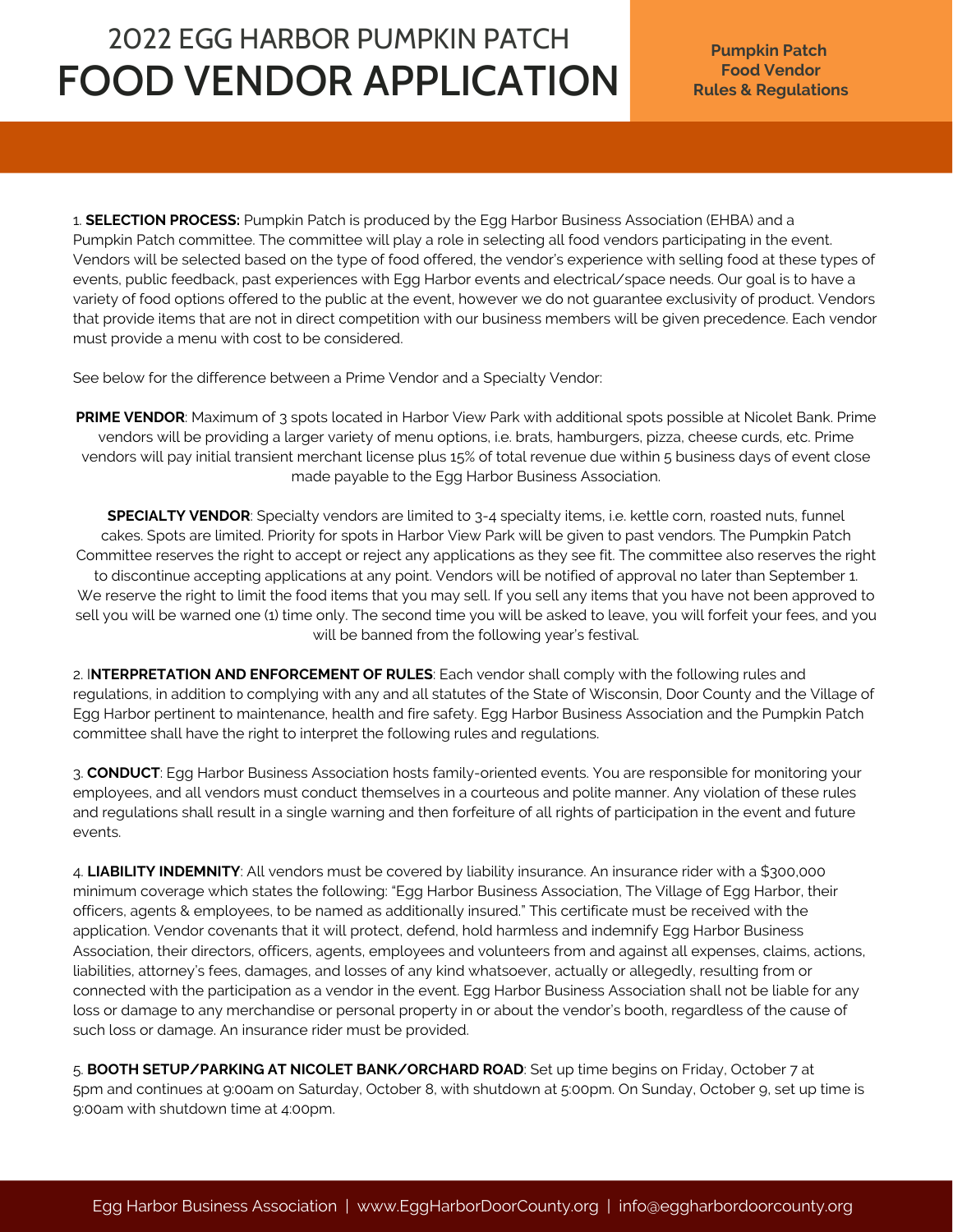# 2022 EGG HARBOR PUMPKIN PATCH FOOD VENDOR APPLICATION

**Pumpkin Patch Food Vendor Rules & Regulations**

1. **SELECTION PROCESS:** Pumpkin Patch is produced by the Egg Harbor Business Association (EHBA) and a Pumpkin Patch committee. The committee will play a role in selecting all food vendors participating in the event. Vendors will be selected based on the type of food offered, the vendor's experience with selling food at these types of events, public feedback, past experiences with Egg Harbor events and electrical/space needs. Our goal is to have a variety of food options offered to the public at the event, however we do not guarantee exclusivity of product. Vendors that provide items that are not in direct competition with our business members will be given precedence. Each vendor must provide a menu with cost to be considered.

See below for the difference between a Prime Vendor and a Specialty Vendor:

**PRIME VENDOR**: Maximum of 3 spots located in Harbor View Park with additional spots possible at Nicolet Bank. Prime vendors will be providing a larger variety of menu options, i.e. brats, hamburgers, pizza, cheese curds, etc. Prime vendors will pay initial transient merchant license plus 15% of total revenue due within 5 business days of event close made payable to the Egg Harbor Business Association.

**SPECIALTY VENDOR**: Specialty vendors are limited to 3-4 specialty items, i.e. kettle corn, roasted nuts, funnel cakes. Spots are limited. Priority for spots in Harbor View Park will be given to past vendors. The Pumpkin Patch Committee reserves the right to accept or reject any applications as they see fit. The committee also reserves the right to discontinue accepting applications at any point. Vendors will be notified of approval no later than September 1. We reserve the right to limit the food items that you may sell. If you sell any items that you have not been approved to sell you will be warned one (1) time only. The second time you will be asked to leave, you will forfeit your fees, and you will be banned from the following year's festival.

2. I**NTERPRETATION AND ENFORCEMENT OF RULES**: Each vendor shall comply with the following rules and regulations, in addition to complying with any and all statutes of the State of Wisconsin, Door County and the Village of Egg Harbor pertinent to maintenance, health and fire safety. Egg Harbor Business Association and the Pumpkin Patch committee shall have the right to interpret the following rules and regulations.

3. **CONDUCT**: Egg Harbor Business Association hosts family-oriented events. You are responsible for monitoring your employees, and all vendors must conduct themselves in a courteous and polite manner. Any violation of these rules and regulations shall result in a single warning and then forfeiture of all rights of participation in the event and future events.

4. **LIABILITY INDEMNITY**: All vendors must be covered by liability insurance. An insurance rider with a $300,000 minimum coverage which states the following: "Egg Harbor Business Association, The Village of Egg Harbor, their officers, agents & employees, to be named as additionally insured." This certificate must be received with the application. Vendor covenants that it will protect, defend, hold harmless and indemnify Egg Harbor Business Association, their directors, officers, agents, employees and volunteers from and against all expenses, claims, actions, liabilities, attorney's fees, damages, and losses of any kind whatsoever, actually or allegedly, resulting from or connected with the participation as a vendor in the event. Egg Harbor Business Association shall not be liable for any loss or damage to any merchandise or personal property in or about the vendor's booth, regardless of the cause of such loss or damage. An insurance rider must be provided.

5. **BOOTH SETUP/PARKING AT NICOLET BANK/ORCHARD ROAD**: Set up time begins on Friday, October 7 at 5pm and continues at 9:00am on Saturday, October 8, with shutdown at 5:00pm. On Sunday, October 9, set up time is 9:00am with shutdown time at 4:00pm.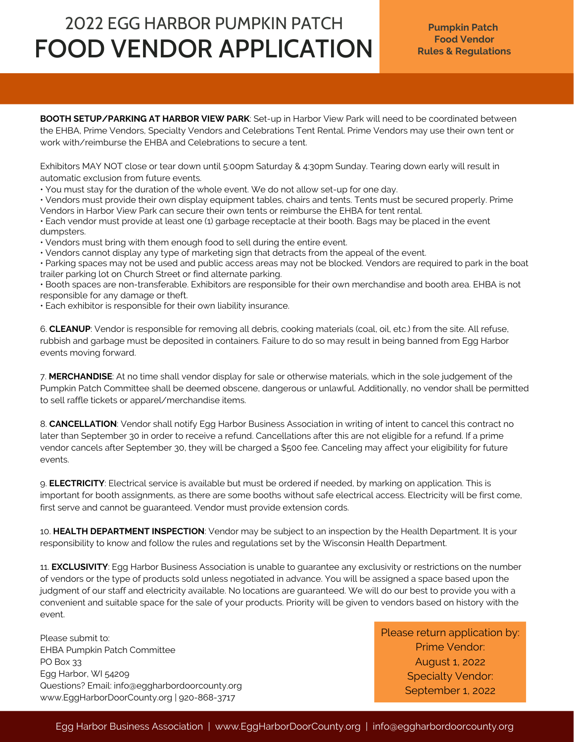# 2022 EGG HARBOR PUMPKIN PATCH

# FOOD VENDOR APPLICATION

**Pumpkin Patch Food Vendor Rules & Regulations**

**BOOTH SETUP/PARKING AT HARBOR VIEW PARK**: Set-up in Harbor View Park will need to be coordinated between the EHBA, Prime Vendors, Specialty Vendors and Celebrations Tent Rental. Prime Vendors may use their own tent or work with/reimburse the EHBA and Celebrations to secure a tent.

Exhibitors MAY NOT close or tear down until 5:00pm Saturday & 4:30pm Sunday. Tearing down early will result in automatic exclusion from future events.

- You must stay for the duration of the whole event. We do not allow set-up for one day.
- Vendors must provide their own display equipment tables, chairs and tents. Tents must be secured properly. Prime Vendors in Harbor View Park can secure their own tents or reimburse the EHBA for tent rental.
- Each vendor must provide at least one (1) garbage receptacle at their booth. Bags may be placed in the event dumpsters.
- Vendors must bring with them enough food to sell during the entire event.
- Vendors cannot display any type of marketing sign that detracts from the appeal of the event.
- Parking spaces may not be used and public access areas may not be blocked. Vendors are required to park in the boat trailer parking lot on Church Street or find alternate parking.
- Booth spaces are non-transferable. Exhibitors are responsible for their own merchandise and booth area. EHBA is not responsible for any damage or theft.
- Each exhibitor is responsible for their own liability insurance.

6. **CLEANUP**: Vendor is responsible for removing all debris, cooking materials (coal, oil, etc.) from the site. All refuse, rubbish and garbage must be deposited in containers. Failure to do so may result in being banned from Egg Harbor events moving forward.

7. **MERCHANDISE**: At no time shall vendor display for sale or otherwise materials, which in the sole judgement of the Pumpkin Patch Committee shall be deemed obscene, dangerous or unlawful. Additionally, no vendor shall be permitted to sell raffle tickets or apparel/merchandise items.

8. **CANCELLATION**: Vendor shall notify Egg Harbor Business Association in writing of intent to cancel this contract no later than September 30 in order to receive a refund. Cancellations after this are not eligible for a refund. If a prime vendor cancels after September 30, they will be charged a $500 fee. Canceling may affect your eligibility for future events.

9. **ELECTRICITY**: Electrical service is available but must be ordered if needed, by marking on application. This is important for booth assignments, as there are some booths without safe electrical access. Electricity will be first come, first serve and cannot be guaranteed. Vendor must provide extension cords.

10. **HEALTH DEPARTMENT INSPECTION**: Vendor may be subject to an inspection by the Health Department. It is your responsibility to know and follow the rules and regulations set by the Wisconsin Health Department.

11. **EXCLUSIVITY**: Egg Harbor Business Association is unable to guarantee any exclusivity or restrictions on the number of vendors or the type of products sold unless negotiated in advance. You will be assigned a space based upon the judgment of our staff and electricity available. No locations are guaranteed. We will do our best to provide you with a convenient and suitable space for the sale of your products. Priority will be given to vendors based on history with the event.

Please submit to:
EHBA Pumpkin Patch Committee
PO Box 33
Egg Harbor, WI 54209
Questions? Email: info@eggharbordoorcounty.org
www.EggHarborDoorCounty.org | 920-868-3717

Please return application by:
Prime Vendor:
August 1, 2022
Specialty Vendor:
September 1, 2022

Egg Harbor Business Association | www.EggHarborDoorCounty.org | info@eggharbordoorcounty.org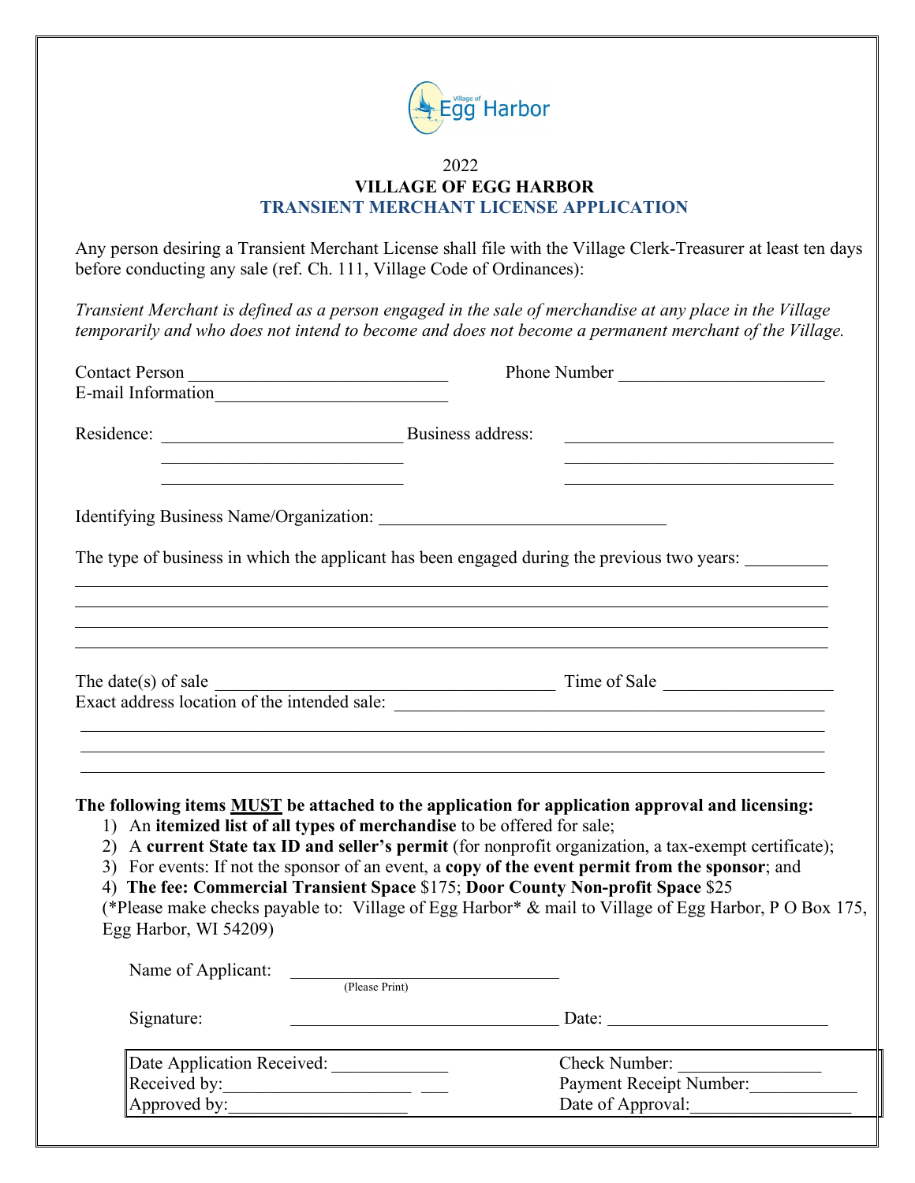2022

**VILLAGE OF EGG HARBOR**

**TRANSIENT MERCHANT LICENSE APPLICATION**

Any person desiring a Transient Merchant License shall file with the Village Clerk-Treasurer at least ten days before conducting any sale (ref. Ch. 111, Village Code of Ordinances):

*Transient Merchant is defined as a person engaged in the sale of merchandise at any place in the Village temporarily and who does not intend to become and does not become a permanent merchant of the Village.*

Contact Person ______________________________ Phone Number ________________________

E-mail Information__________________________

Residence: ____________________________ Business address: ______________________________

____________________________ ______________________________

____________________________ ______________________________

Identifying Business Name/Organization: _________________________________

The type of business in which the applicant has been engaged during the previous two years: _________

______________________________________________________________________________________

______________________________________________________________________________________

______________________________________________________________________________________

______________________________________________________________________________________

The date(s) of sale ________________________________________ Time of Sale ___________________

Exact address location of the intended sale: _________________________________________________

______________________________________________________________________________________

______________________________________________________________________________________

______________________________________________________________________________________

**The following items <u>MUST</u> be attached to the application for application approval and licensing:**

1) An **itemized list of all types of merchandise** to be offered for sale;
2) A **current State tax ID and seller's permit** (for nonprofit organization, a tax-exempt certificate);
3) For events: If not the sponsor of an event, a **copy of the event permit from the sponsor**; and
4) **The fee: Commercial Transient Space** $175; **Door County Non-profit Space** $25

(*Please make checks payable to: Village of Egg Harbor* & mail to Village of Egg Harbor, P O Box 175, Egg Harbor, WI 54209)

Name of Applicant: _______________________________
(Please Print)

Signature: _______________________________ Date: _________________________

| | |
|---|---|
| Date Application Received: _____________ | Check Number: ________________ |
| Received by:_____________________ ___ | Payment Receipt Number:____________ |
| Approved by:___________________ | Date of Approval:__________________ |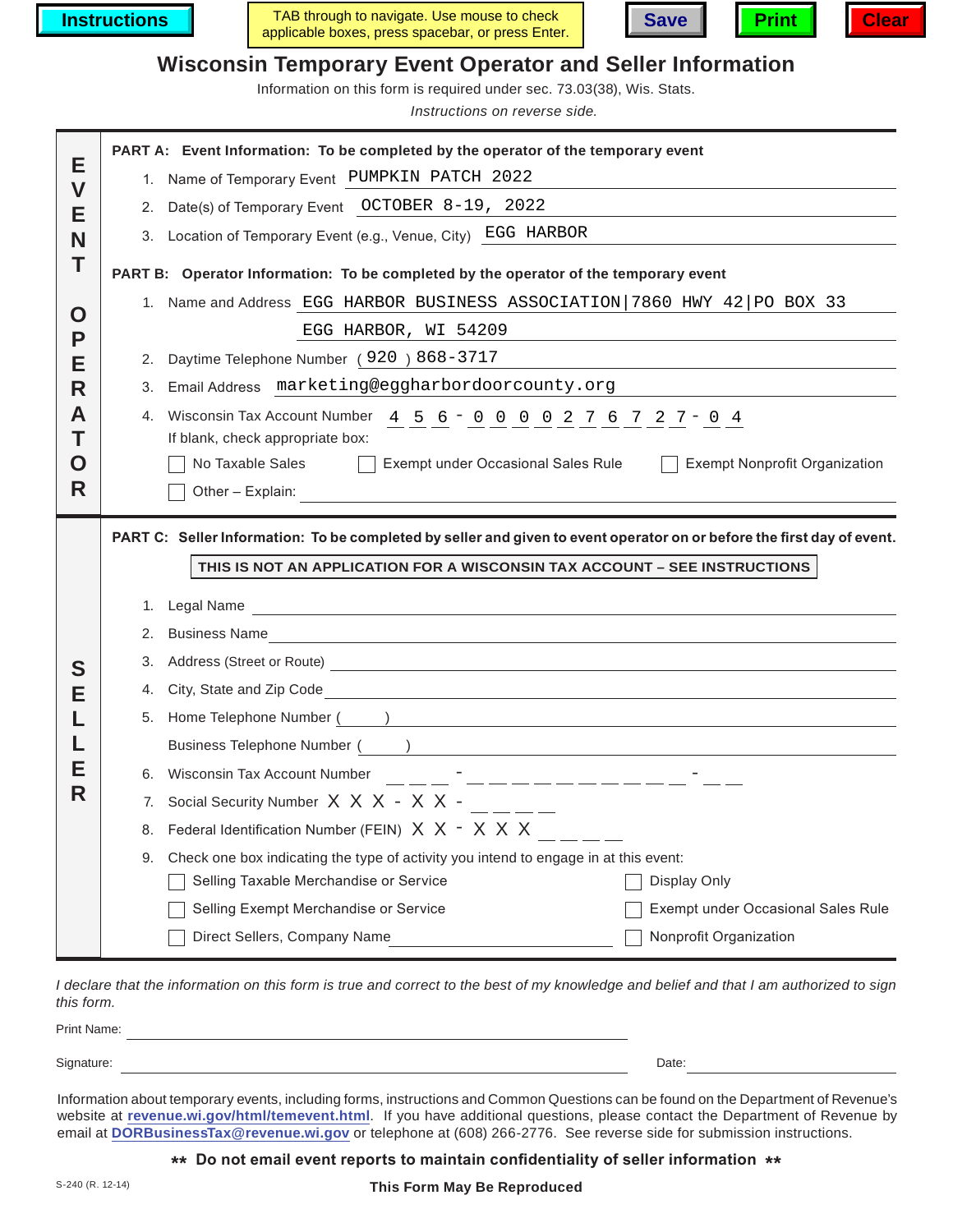Instructions | TAB through to navigate. Use mouse to check applicable boxes, press spacebar, or press Enter. | Save | Print | Clear

# Wisconsin Temporary Event Operator and Seller Information

Information on this form is required under sec. 73.03(38), Wis. Stats.

*Instructions on reverse side.*

## EVENT OPERATOR

**PART A: Event Information: To be completed by the operator of the temporary event**

1. Name of Temporary Event: PUMPKIN PATCH 2022
2. Date(s) of Temporary Event: OCTOBER 8-19, 2022
3. Location of Temporary Event (e.g., Venue, City): EGG HARBOR

**PART B: Operator Information: To be completed by the operator of the temporary event**

1. Name and Address: EGG HARBOR BUSINESS ASSOCIATION|7860 HWY 42|PO BOX 33
   EGG HARBOR, WI 54209
2. Daytime Telephone Number (920) 868-3717
3. Email Address: marketing@eggharbordoorcounty.org
4. Wisconsin Tax Account Number: 456-0000276727-04
   If blank, check appropriate box:
   - ☐ No Taxable Sales
   - ☐ Exempt under Occasional Sales Rule
   - ☐ Exempt Nonprofit Organization
   - ☐ Other – Explain: ____________

## SELLER

**PART C: Seller Information: To be completed by seller and given to event operator on or before the first day of event.**

**THIS IS NOT AN APPLICATION FOR A WISCONSIN TAX ACCOUNT – SEE INSTRUCTIONS**

1. Legal Name ____________
2. Business Name ____________
3. Address (Street or Route) ____________
4. City, State and Zip Code ____________
5. Home Telephone Number ( ) ____________
   Business Telephone Number ( ) ____________
6. Wisconsin Tax Account Number ___ - ___________ - __
7. Social Security Number X X X - X X - ____
8. Federal Identification Number (FEIN) X X - X X X ____
9. Check one box indicating the type of activity you intend to engage in at this event:
   - ☐ Selling Taxable Merchandise or Service
   - ☐ Display Only
   - ☐ Selling Exempt Merchandise or Service
   - ☐ Exempt under Occasional Sales Rule
   - ☐ Direct Sellers, Company Name ____________
   - ☐ Nonprofit Organization

*I declare that the information on this form is true and correct to the best of my knowledge and belief and that I am authorized to sign this form.*

Print Name: ____________

Signature: ____________ Date: ____________

Information about temporary events, including forms, instructions and Common Questions can be found on the Department of Revenue's website at **revenue.wi.gov/html/temevent.html**. If you have additional questions, please contact the Department of Revenue by email at **DORBusinessTax@revenue.wi.gov** or telephone at (608) 266-2776. See reverse side for submission instructions.

**** Do not email event reports to maintain confidentiality of seller information ****

S-240 (R. 12-14)

**This Form May Be Reproduced**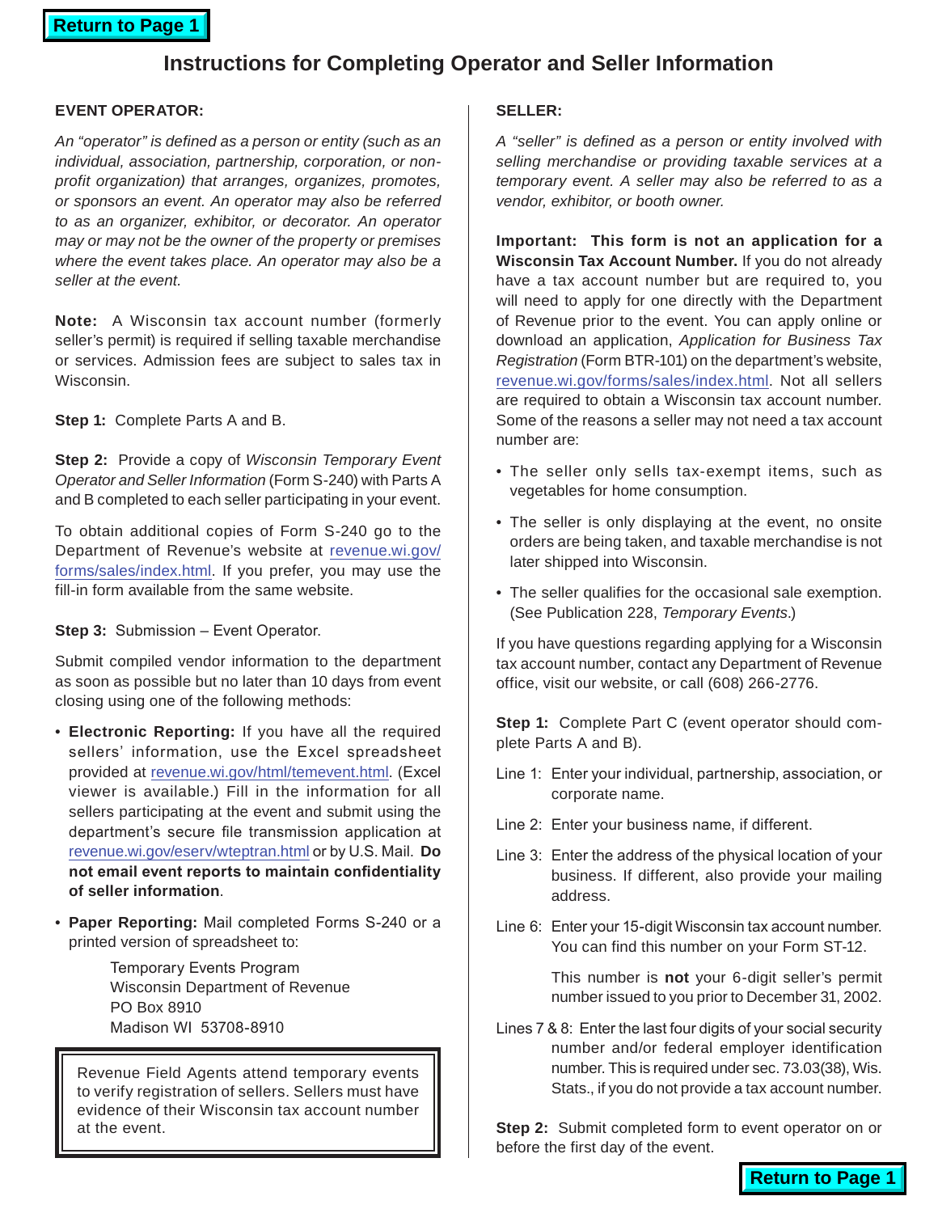Return to Page 1

# Instructions for Completing Operator and Seller Information

## EVENT OPERATOR:

*An "operator" is defined as a person or entity (such as an individual, association, partnership, corporation, or non-profit organization) that arranges, organizes, promotes, or sponsors an event. An operator may also be referred to as an organizer, exhibitor, or decorator. An operator may or may not be the owner of the property or premises where the event takes place. An operator may also be a seller at the event.*

**Note:** A Wisconsin tax account number (formerly seller's permit) is required if selling taxable merchandise or services. Admission fees are subject to sales tax in Wisconsin.

**Step 1:** Complete Parts A and B.

**Step 2:** Provide a copy of *Wisconsin Temporary Event Operator and Seller Information* (Form S-240) with Parts A and B completed to each seller participating in your event.

To obtain additional copies of Form S-240 go to the Department of Revenue's website at revenue.wi.gov/forms/sales/index.html. If you prefer, you may use the fill-in form available from the same website.

**Step 3:** Submission – Event Operator.

Submit compiled vendor information to the department as soon as possible but no later than 10 days from event closing using one of the following methods:

- **Electronic Reporting:** If you have all the required sellers' information, use the Excel spreadsheet provided at revenue.wi.gov/html/temevent.html. (Excel viewer is available.) Fill in the information for all sellers participating at the event and submit using the department's secure file transmission application at revenue.wi.gov/eserv/wteptran.html or by U.S. Mail. **Do not email event reports to maintain confidentiality of seller information**.
- **Paper Reporting:** Mail completed Forms S-240 or a printed version of spreadsheet to:

  Temporary Events Program
  Wisconsin Department of Revenue
  PO Box 8910
  Madison WI 53708-8910

> Revenue Field Agents attend temporary events to verify registration of sellers. Sellers must have evidence of their Wisconsin tax account number at the event.

## SELLER:

*A "seller" is defined as a person or entity involved with selling merchandise or providing taxable services at a temporary event. A seller may also be referred to as a vendor, exhibitor, or booth owner.*

**Important: This form is not an application for a Wisconsin Tax Account Number.** If you do not already have a tax account number but are required to, you will need to apply for one directly with the Department of Revenue prior to the event. You can apply online or download an application, *Application for Business Tax Registration* (Form BTR-101) on the department's website, revenue.wi.gov/forms/sales/index.html. Not all sellers are required to obtain a Wisconsin tax account number. Some of the reasons a seller may not need a tax account number are:

- The seller only sells tax-exempt items, such as vegetables for home consumption.
- The seller is only displaying at the event, no onsite orders are being taken, and taxable merchandise is not later shipped into Wisconsin.
- The seller qualifies for the occasional sale exemption. (See Publication 228, *Temporary Events*.)

If you have questions regarding applying for a Wisconsin tax account number, contact any Department of Revenue office, visit our website, or call (608) 266-2776.

**Step 1:** Complete Part C (event operator should complete Parts A and B).

Line 1: Enter your individual, partnership, association, or corporate name.

Line 2: Enter your business name, if different.

Line 3: Enter the address of the physical location of your business. If different, also provide your mailing address.

Line 6: Enter your 15-digit Wisconsin tax account number. You can find this number on your Form ST-12.

This number is **not** your 6-digit seller's permit number issued to you prior to December 31, 2002.

Lines 7 & 8: Enter the last four digits of your social security number and/or federal employer identification number. This is required under sec. 73.03(38), Wis. Stats., if you do not provide a tax account number.

**Step 2:** Submit completed form to event operator on or before the first day of the event.

Return to Page 1